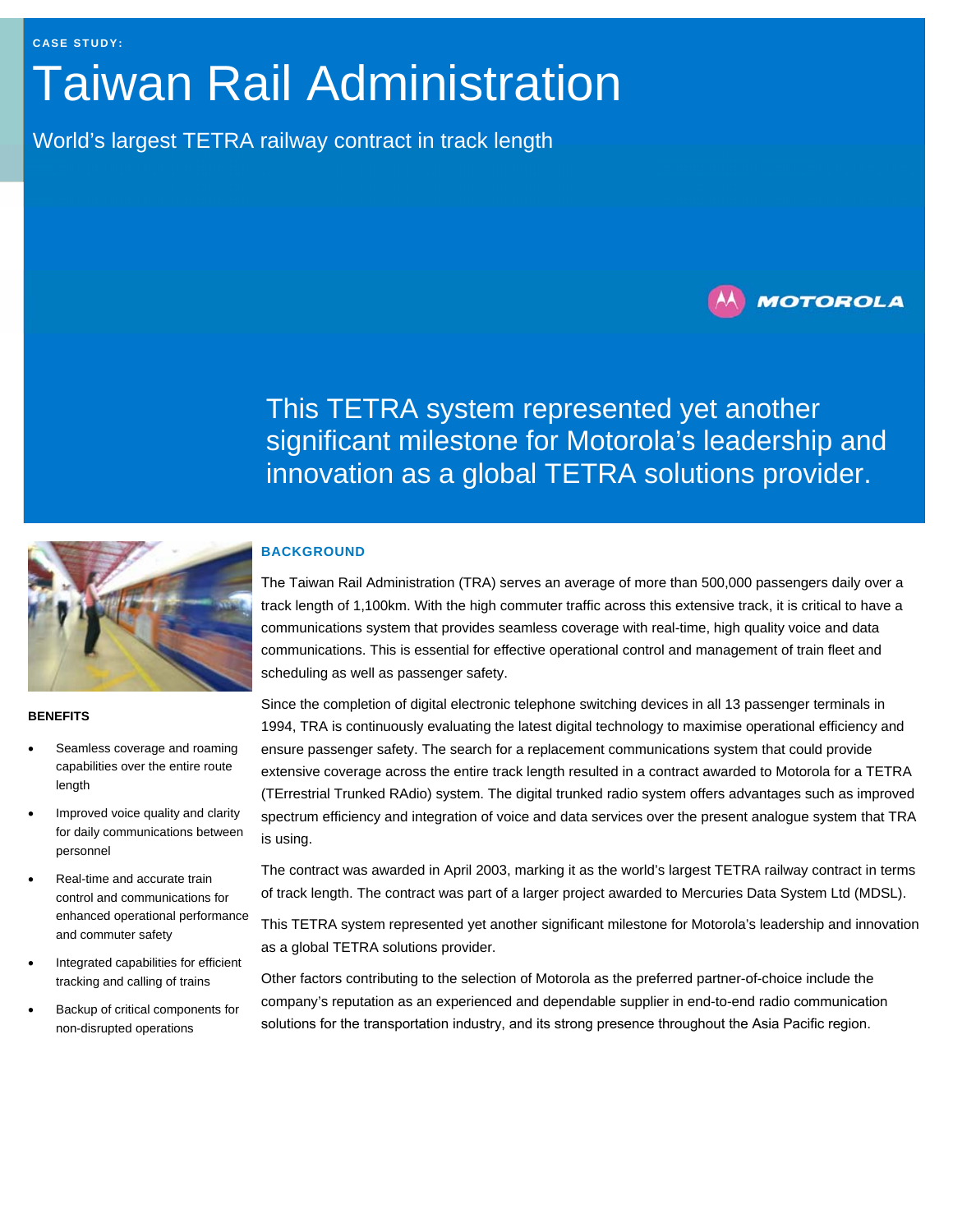CASE STUDY:

# Taiwan Rail Administration

World's largest TETRA railway contract in track length

This TETRA system represented yet another significant milestone for Motorola's leadership and innovation as a global TETRA solutions provider.

## BACKGROUND

The Taiwan Rail Administration (TRA) serves an average of more than 500,000 passengers daily over a track length of 1,100km. With the high commuter traffic across this extensive track, it is critical to have a communications system that provides seamless coverage with real-time, high quality voice and data communications. This is essential for effective operational control and management of train fleet and scheduling as well as passenger safety.

Since the completion of digital electronic telephone switching devices in all 13 passenger terminals in 1994, TRA is continuously evaluating the latest digital technology to maximise operational efficiency and ensure passenger safety. The search for a replacement communications system that could provide extensive coverage across the entire track length resulted in a contract awarded to Motorola for a TETRA (TErrestrial Trunked RAdio) system. The digital trunked radio system offers advantages such as improved spectrum efficiency and integration of voice and data services over the present analogue system that TRA is using.

The contract was awarded in April 2003, marking it as the world's largest TETRA railway contract in terms of track length. The contract was part of a larger project awarded to Mercuries Data System Ltd (MDSL).

This TETRA system represented yet another significant milestone for Motorola's leadership and innovation as a global TETRA solutions provider.

Other factors contributing to the selection of Motorola as the preferred partner-of-choice include the company's reputation as an experienced and dependable supplier in end-to-end radio communication solutions for the transportation industry, and its strong presence throughout the Asia Pacific region.

### BENEFITS

- Seamless coverage and roaming capabilities over the entire route length
- Improved voice quality and clarity for daily communications between personnel
- Real-time and accurate train control and communications for enhanced operational performance and commuter safety
- Integrated capabilities for efficient tracking and calling of trains
- Backup of critical components for non-disrupted operations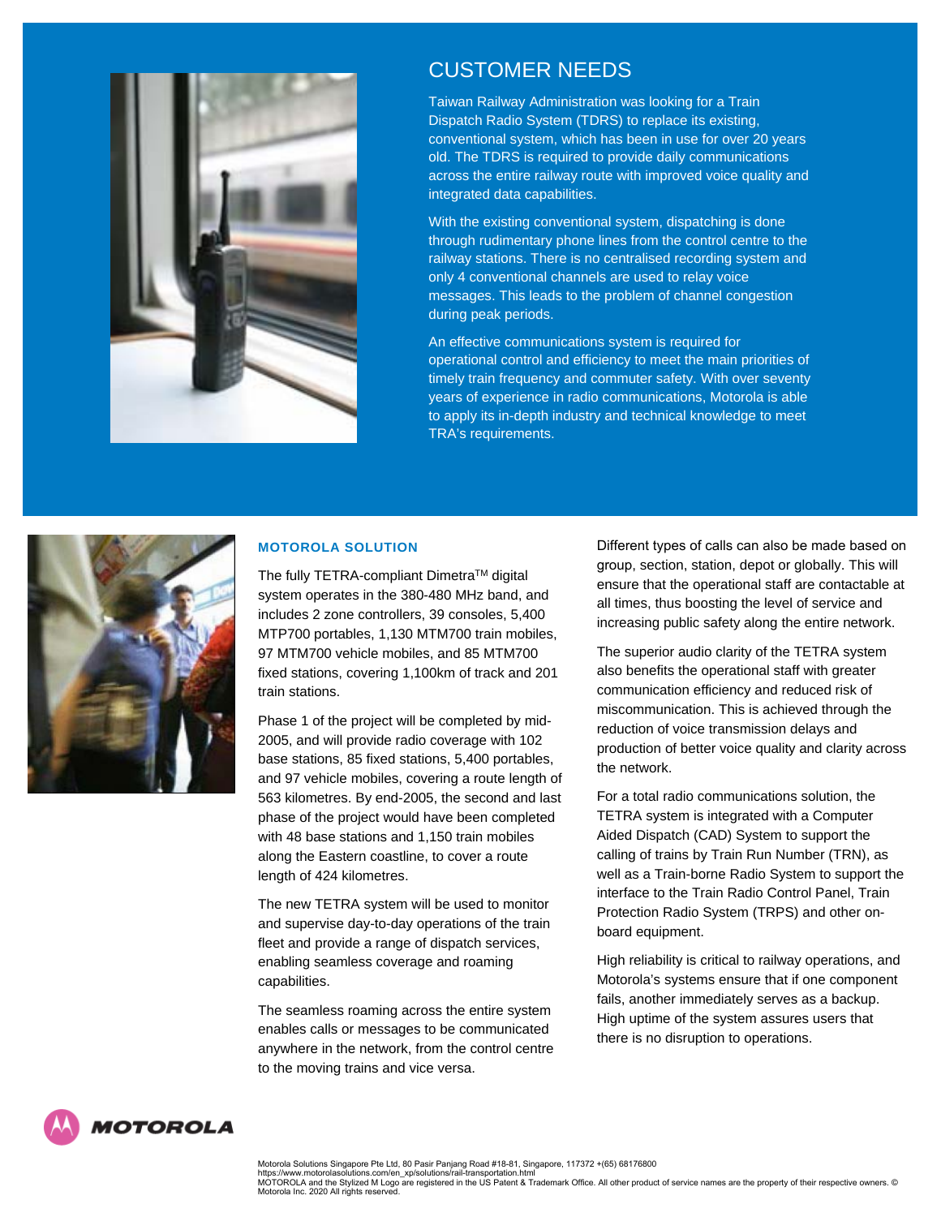## CUSTOMER NEEDS

Taiwan Railway Administration was looking for a Train Dispatch Radio System (TDRS) to replace its existing, conventional system, which has been in use for over 20 years old. The TDRS is required to provide daily communications across the entire railway route with improved voice quality and integrated data capabilities.

With the existing conventional system, dispatching is done through rudimentary phone lines from the control centre to the railway stations. There is no centralised recording system and only 4 conventional channels are used to relay voice messages. This leads to the problem of channel congestion during peak periods.

An effective communications system is required for operational control and efficiency to meet the main priorities of timely train frequency and commuter safety. With over seventy years of experience in radio communications, Motorola is able to apply its in-depth industry and technical knowledge to meet TRA's requirements.

### MOTOROLA SOLUTION

The fully TETRA-compliant Dimetra™ digital system operates in the 380-480 MHz band, and includes 2 zone controllers, 39 consoles, 5,400 MTP700 portables, 1,130 MTM700 train mobiles, 97 MTM700 vehicle mobiles, and 85 MTM700 fixed stations, covering 1,100km of track and 201 train stations.

Phase 1 of the project will be completed by mid-2005, and will provide radio coverage with 102 base stations, 85 fixed stations, 5,400 portables, and 97 vehicle mobiles, covering a route length of 563 kilometres. By end-2005, the second and last phase of the project would have been completed with 48 base stations and 1,150 train mobiles along the Eastern coastline, to cover a route length of 424 kilometres.

The new TETRA system will be used to monitor and supervise day-to-day operations of the train fleet and provide a range of dispatch services, enabling seamless coverage and roaming capabilities.

The seamless roaming across the entire system enables calls or messages to be communicated anywhere in the network, from the control centre to the moving trains and vice versa.

Different types of calls can also be made based on group, section, station, depot or globally. This will ensure that the operational staff are contactable at all times, thus boosting the level of service and increasing public safety along the entire network.

The superior audio clarity of the TETRA system also benefits the operational staff with greater communication efficiency and reduced risk of miscommunication. This is achieved through the reduction of voice transmission delays and production of better voice quality and clarity across the network.

For a total radio communications solution, the TETRA system is integrated with a Computer Aided Dispatch (CAD) System to support the calling of trains by Train Run Number (TRN), as well as a Train-borne Radio System to support the interface to the Train Radio Control Panel, Train Protection Radio System (TRPS) and other on-board equipment.

High reliability is critical to railway operations, and Motorola's systems ensure that if one component fails, another immediately serves as a backup. High uptime of the system assures users that there is no disruption to operations.

MOTOROLA

Motorola Solutions Singapore Pte Ltd, 80 Pasir Panjang Road #18-81, Singapore, 117372 +(65) 68176800
https://www.motorolasolutions.com/en_xp/solutions/rail-transportation.html
MOTOROLA and the Stylized M Logo are registered in the US Patent & Trademark Office. All other product of service names are the property of their respective owners. © Motorola Inc. 2020 All rights reserved.